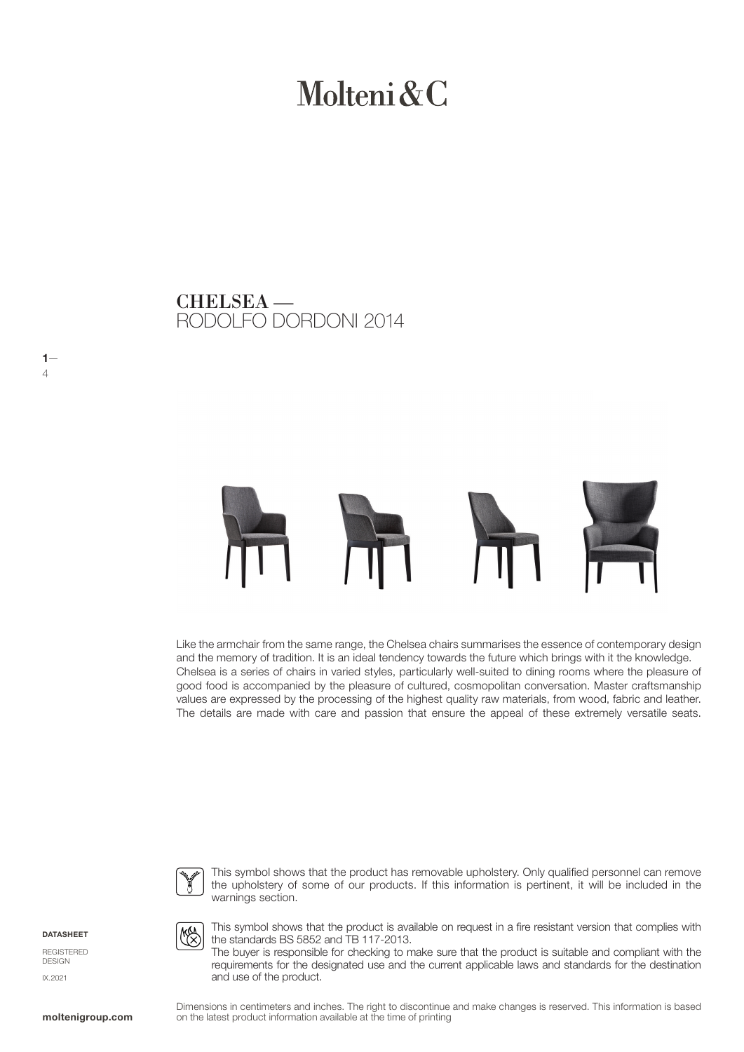# Molteni&C

## CHELSEA — RODOLFO DORDONI 2014

Like the armchair from the same range, the Chelsea chairs summarises the essence of contemporary design and the memory of tradition. It is an ideal tendency towards the future which brings with it the knowledge. Chelsea is a series of chairs in varied styles, particularly well-suited to dining rooms where the pleasure of good food is accompanied by the pleasure of cultured, cosmopolitan conversation. Master craftsmanship values are expressed by the processing of the highest quality raw materials, from wood, fabric and leather. The details are made with care and passion that ensure the appeal of these extremely versatile seats.

This symbol shows that the product has removable upholstery. Only qualified personnel can remove the upholstery of some of our products. If this information is pertinent, it will be included in the warnings section.

This symbol shows that the product is available on request in a fire resistant version that complies with the standards BS 5852 and TB 117-2013.
The buyer is responsible for checking to make sure that the product is suitable and compliant with the requirements for the designated use and the current applicable laws and standards for the destination and use of the product.

**DATASHEET**

REGISTERED DESIGN

IX.2021

Dimensions in centimeters and inches. The right to discontinue and make changes is reserved. This information is based on the latest product information available at the time of printing

**moltenigroup.com**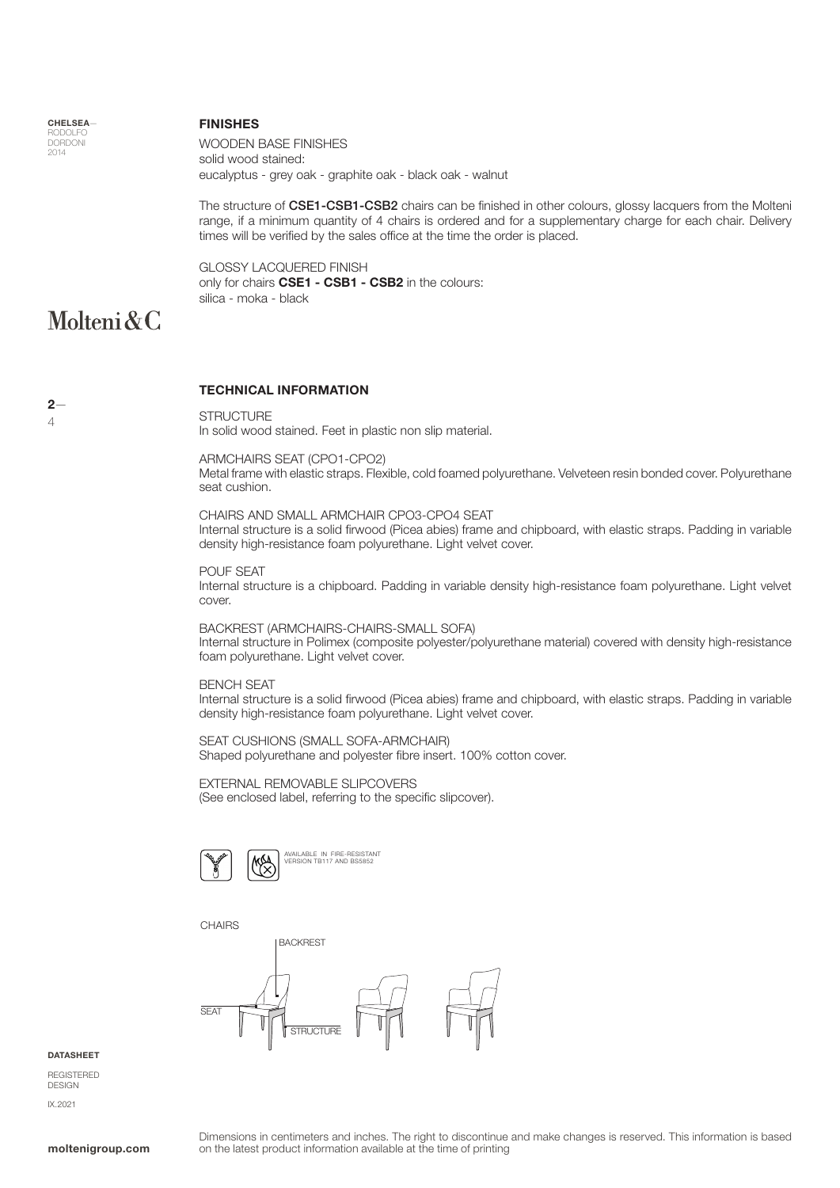## FINISHES

WOODEN BASE FINISHES
solid wood stained:
eucalyptus - grey oak - graphite oak - black oak - walnut

The structure of **CSE1-CSB1-CSB2** chairs can be finished in other colours, glossy lacquers from the Molteni range, if a minimum quantity of 4 chairs is ordered and for a supplementary charge for each chair. Delivery times will be verified by the sales office at the time the order is placed.

GLOSSY LACQUERED FINISH
only for chairs **CSE1 - CSB1 - CSB2** in the colours:
silica - moka - black

## TECHNICAL INFORMATION

STRUCTURE
In solid wood stained. Feet in plastic non slip material.

ARMCHAIRS SEAT (CPO1-CPO2)
Metal frame with elastic straps. Flexible, cold foamed polyurethane. Velveteen resin bonded cover. Polyurethane seat cushion.

CHAIRS AND SMALL ARMCHAIR CPO3-CPO4 SEAT
Internal structure is a solid firwood (Picea abies) frame and chipboard, with elastic straps. Padding in variable density high-resistance foam polyurethane. Light velvet cover.

POUF SEAT
Internal structure is a chipboard. Padding in variable density high-resistance foam polyurethane. Light velvet cover.

BACKREST (ARMCHAIRS-CHAIRS-SMALL SOFA)
Internal structure in Polimex (composite polyester/polyurethane material) covered with density high-resistance foam polyurethane. Light velvet cover.

BENCH SEAT
Internal structure is a solid firwood (Picea abies) frame and chipboard, with elastic straps. Padding in variable density high-resistance foam polyurethane. Light velvet cover.

SEAT CUSHIONS (SMALL SOFA-ARMCHAIR)
Shaped polyurethane and polyester fibre insert. 100% cotton cover.

EXTERNAL REMOVABLE SLIPCOVERS
(See enclosed label, referring to the specific slipcover).

AVAILABLE IN FIRE-RESISTANT VERSION TB117 AND BS5852

CHAIRS

BACKREST

SEAT

STRUCTURE

Dimensions in centimeters and inches. The right to discontinue and make changes is reserved. This information is based on the latest product information available at the time of printing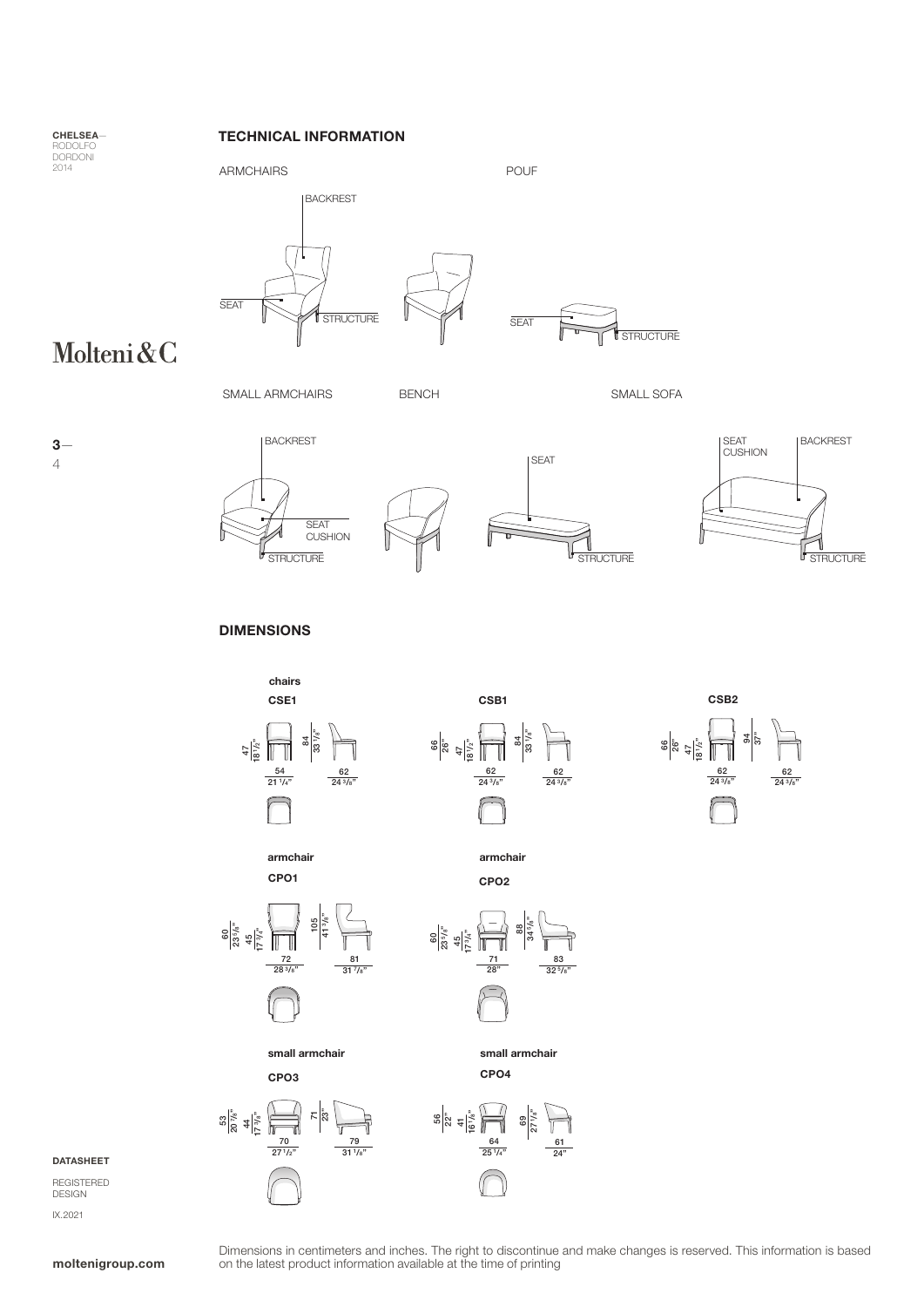**CHELSEA**—
RODOLFO
DORDONI
2014

Molteni&C

## TECHNICAL INFORMATION

ARMCHAIRS

BACKREST

SEAT

STRUCTURE

POUF

SEAT

STRUCTURE

SMALL ARMCHAIRS

BACKREST

SEAT CUSHION

STRUCTURE

BENCH

SEAT

STRUCTURE

SMALL SOFA

SEAT CUSHION

BACKREST

STRUCTURE

## DIMENSIONS

**chairs**

**CSE1**

47
18 1/2"
84
33 1/8"
54
21 1/4"
62
24 3/8"

**CSB1**

66
26"
47
18 1/2"
84
33 1/8"
62
24 3/8"
62
24 3/8"

**CSB2**

66
26"
47
18 1/2"
94
37"
62
24 3/8"
62
24 3/8"

**armchair**

**CPO1**

60
23 5/8"
45
17 3/4"
105
41 3/8"
72
28 3/8"
81
31 7/8"

**armchair**

**CPO2**

60
23 5/8"
45
17 3/4"
88
34 5/8"
71
28"
83
32 5/8"

**small armchair**

**CPO3**

53
20 7/8"
44
17 3/8"
71
23"
70
27 1/2"
79
31 1/8"

**small armchair**

**CPO4**

56
22"
41
16 1/8"
69
27 1/8"
64
25 1/4"
61
24"

**DATASHEET**

REGISTERED DESIGN

IX.2021

**moltenigroup.com**

Dimensions in centimeters and inches. The right to discontinue and make changes is reserved. This information is based on the latest product information available at the time of printing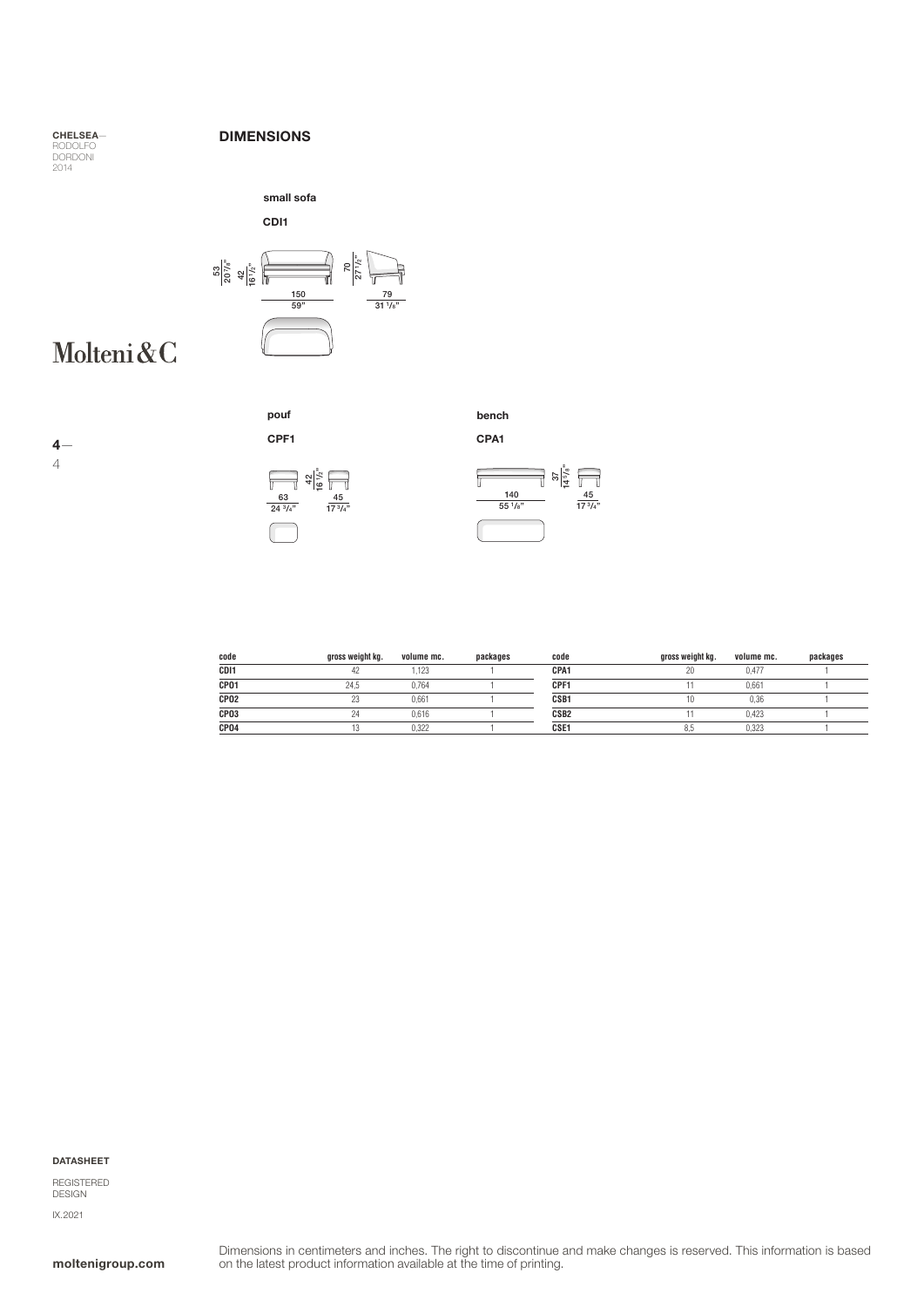CHELSEA—
RODOLFO
DORDONI
2014

## DIMENSIONS

**small sofa**

**CDI1**

53
20 7/8"
42
16 1/2"
150
59"
70
27 1/2"
79
31 1/8"

Molteni&C

**pouf**

**CPF1**

42
16 1/2"
63
24 3/4"
45
17 3/4"

**bench**

**CPA1**

37
14 5/8"
140
55 1/8"
45
17 3/4"

| code | gross weight kg. | volume mc. | packages | code | gross weight kg. | volume mc. | packages |
|---|---|---|---|---|---|---|---|
| CDI1 | 42 | 1,123 | 1 | CPA1 | 20 | 0,477 | 1 |
| CPO1 | 24,5 | 0,764 | 1 | CPF1 | 11 | 0,661 | 1 |
| CPO2 | 23 | 0,661 | 1 | CSB1 | 10 | 0,36 | 1 |
| CPO3 | 24 | 0,616 | 1 | CSB2 | 11 | 0,423 | 1 |
| CPO4 | 13 | 0,322 | 1 | CSE1 | 8,5 | 0,323 | 1 |

**DATASHEET**

REGISTERED
DESIGN

IX.2021

**moltenigroup.com**

Dimensions in centimeters and inches. The right to discontinue and make changes is reserved. This information is based on the latest product information available at the time of printing.